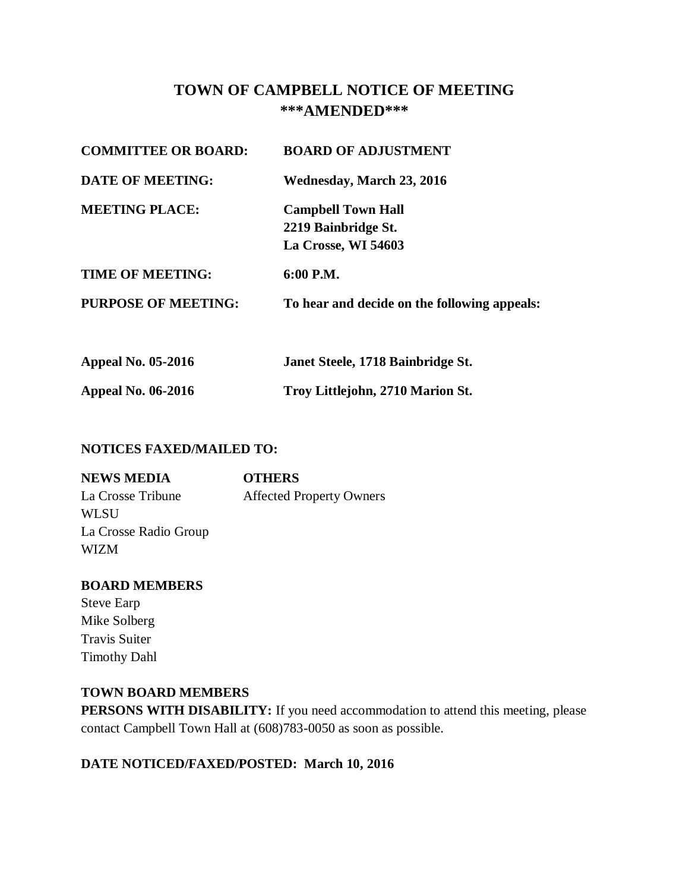# TOWN OF CAMPBELL NOTICE OF MEETING
## ***AMENDED***

| | |
|---|---|
| **COMMITTEE OR BOARD:** | **BOARD OF ADJUSTMENT** |
| **DATE OF MEETING:** | **Wednesday, March 23, 2016** |
| **MEETING PLACE:** | **Campbell Town Hall**<br>**2219 Bainbridge St.**<br>**La Crosse, WI 54603** |
| **TIME OF MEETING:** | **6:00 P.M.** |
| **PURPOSE OF MEETING:** | **To hear and decide on the following appeals:** |

| | |
|---|---|
| **Appeal No. 05-2016** | **Janet Steele, 1718 Bainbridge St.** |
| **Appeal No. 06-2016** | **Troy Littlejohn, 2710 Marion St.** |

**NOTICES FAXED/MAILED TO:**

**NEWS MEDIA**

La Crosse Tribune
WLSU
La Crosse Radio Group
WIZM

**OTHERS**

Affected Property Owners

**BOARD MEMBERS**

Steve Earp
Mike Solberg
Travis Suiter
Timothy Dahl

**TOWN BOARD MEMBERS**

**PERSONS WITH DISABILITY:** If you need accommodation to attend this meeting, please contact Campbell Town Hall at (608)783-0050 as soon as possible.

**DATE NOTICED/FAXED/POSTED: March 10, 2016**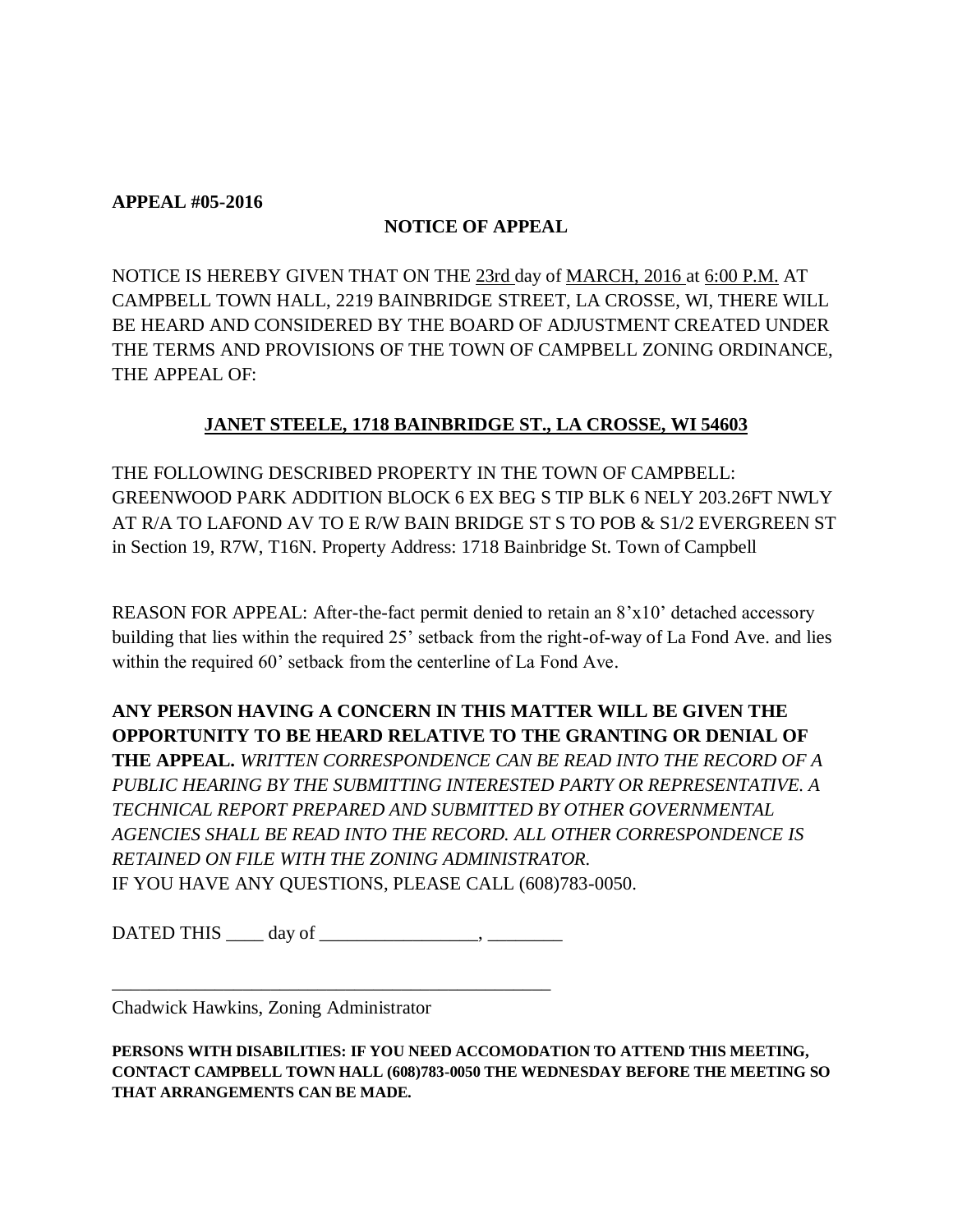**APPEAL #05-2016**

**NOTICE OF APPEAL**

NOTICE IS HEREBY GIVEN THAT ON THE 23rd day of MARCH, 2016 at 6:00 P.M. AT CAMPBELL TOWN HALL, 2219 BAINBRIDGE STREET, LA CROSSE, WI, THERE WILL BE HEARD AND CONSIDERED BY THE BOARD OF ADJUSTMENT CREATED UNDER THE TERMS AND PROVISIONS OF THE TOWN OF CAMPBELL ZONING ORDINANCE, THE APPEAL OF:

**JANET STEELE, 1718 BAINBRIDGE ST., LA CROSSE, WI 54603**

THE FOLLOWING DESCRIBED PROPERTY IN THE TOWN OF CAMPBELL: GREENWOOD PARK ADDITION BLOCK 6 EX BEG S TIP BLK 6 NELY 203.26FT NWLY AT R/A TO LAFOND AV TO E R/W BAIN BRIDGE ST S TO POB & S1/2 EVERGREEN ST in Section 19, R7W, T16N. Property Address: 1718 Bainbridge St. Town of Campbell

REASON FOR APPEAL: After-the-fact permit denied to retain an 8'x10' detached accessory building that lies within the required 25' setback from the right-of-way of La Fond Ave. and lies within the required 60' setback from the centerline of La Fond Ave.

**ANY PERSON HAVING A CONCERN IN THIS MATTER WILL BE GIVEN THE OPPORTUNITY TO BE HEARD RELATIVE TO THE GRANTING OR DENIAL OF THE APPEAL.** *WRITTEN CORRESPONDENCE CAN BE READ INTO THE RECORD OF A PUBLIC HEARING BY THE SUBMITTING INTERESTED PARTY OR REPRESENTATIVE. A TECHNICAL REPORT PREPARED AND SUBMITTED BY OTHER GOVERNMENTAL AGENCIES SHALL BE READ INTO THE RECORD. ALL OTHER CORRESPONDENCE IS RETAINED ON FILE WITH THE ZONING ADMINISTRATOR.*
IF YOU HAVE ANY QUESTIONS, PLEASE CALL (608)783-0050.

DATED THIS ____ day of _________________, ________

_________________________________________________
Chadwick Hawkins, Zoning Administrator

**PERSONS WITH DISABILITIES: IF YOU NEED ACCOMODATION TO ATTEND THIS MEETING, CONTACT CAMPBELL TOWN HALL (608)783-0050 THE WEDNESDAY BEFORE THE MEETING SO THAT ARRANGEMENTS CAN BE MADE.**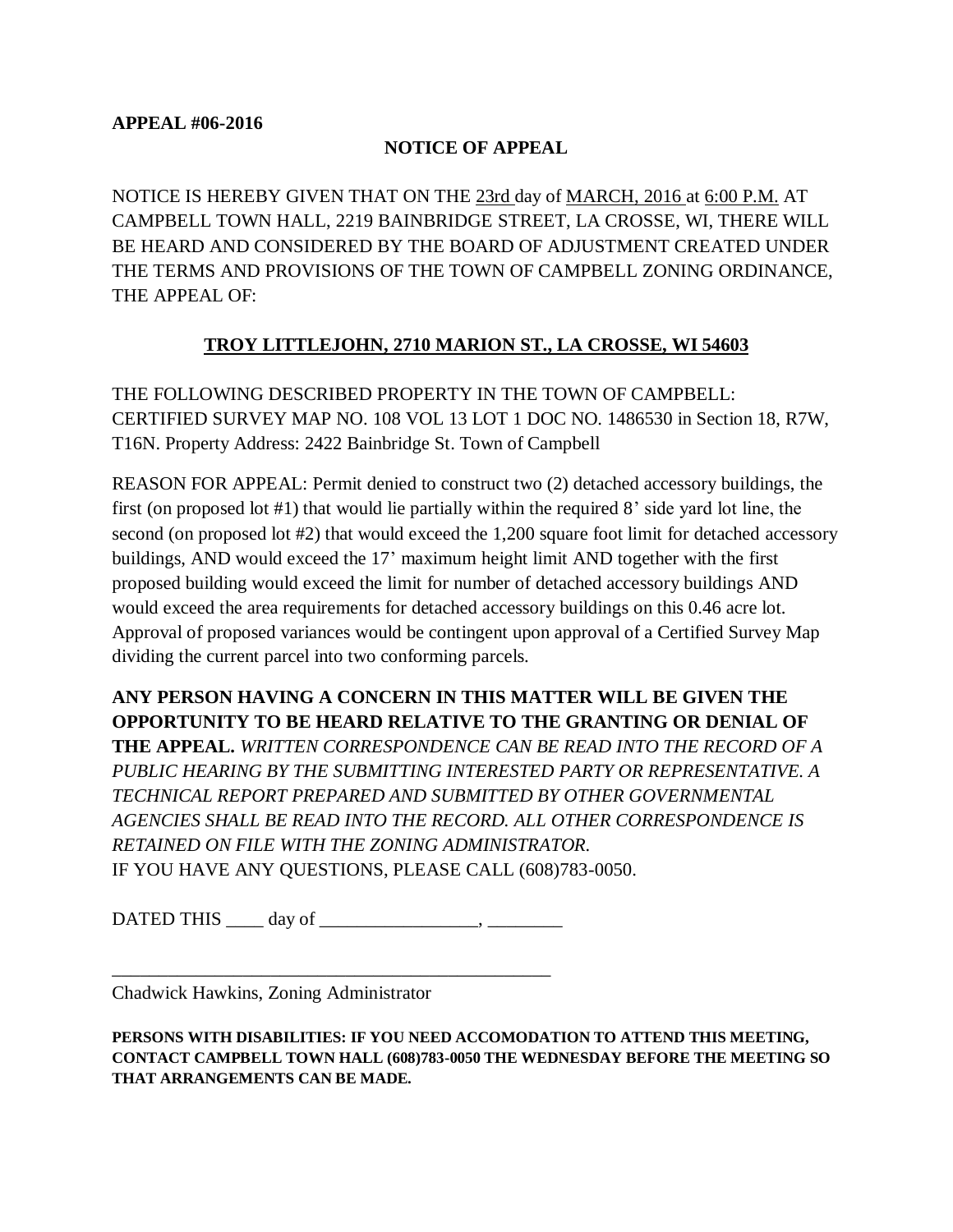**APPEAL #06-2016**

**NOTICE OF APPEAL**

NOTICE IS HEREBY GIVEN THAT ON THE 23rd day of MARCH, 2016 at 6:00 P.M. AT CAMPBELL TOWN HALL, 2219 BAINBRIDGE STREET, LA CROSSE, WI, THERE WILL BE HEARD AND CONSIDERED BY THE BOARD OF ADJUSTMENT CREATED UNDER THE TERMS AND PROVISIONS OF THE TOWN OF CAMPBELL ZONING ORDINANCE, THE APPEAL OF:

**TROY LITTLEJOHN, 2710 MARION ST., LA CROSSE, WI 54603**

THE FOLLOWING DESCRIBED PROPERTY IN THE TOWN OF CAMPBELL: CERTIFIED SURVEY MAP NO. 108 VOL 13 LOT 1 DOC NO. 1486530 in Section 18, R7W, T16N. Property Address: 2422 Bainbridge St. Town of Campbell

REASON FOR APPEAL: Permit denied to construct two (2) detached accessory buildings, the first (on proposed lot #1) that would lie partially within the required 8' side yard lot line, the second (on proposed lot #2) that would exceed the 1,200 square foot limit for detached accessory buildings, AND would exceed the 17' maximum height limit AND together with the first proposed building would exceed the limit for number of detached accessory buildings AND would exceed the area requirements for detached accessory buildings on this 0.46 acre lot. Approval of proposed variances would be contingent upon approval of a Certified Survey Map dividing the current parcel into two conforming parcels.

**ANY PERSON HAVING A CONCERN IN THIS MATTER WILL BE GIVEN THE OPPORTUNITY TO BE HEARD RELATIVE TO THE GRANTING OR DENIAL OF THE APPEAL.** *WRITTEN CORRESPONDENCE CAN BE READ INTO THE RECORD OF A PUBLIC HEARING BY THE SUBMITTING INTERESTED PARTY OR REPRESENTATIVE. A TECHNICAL REPORT PREPARED AND SUBMITTED BY OTHER GOVERNMENTAL AGENCIES SHALL BE READ INTO THE RECORD. ALL OTHER CORRESPONDENCE IS RETAINED ON FILE WITH THE ZONING ADMINISTRATOR.*
IF YOU HAVE ANY QUESTIONS, PLEASE CALL (608)783-0050.

DATED THIS ____ day of _________________, ________

_________________________________________________
Chadwick Hawkins, Zoning Administrator

**PERSONS WITH DISABILITIES: IF YOU NEED ACCOMODATION TO ATTEND THIS MEETING, CONTACT CAMPBELL TOWN HALL (608)783-0050 THE WEDNESDAY BEFORE THE MEETING SO THAT ARRANGEMENTS CAN BE MADE.**